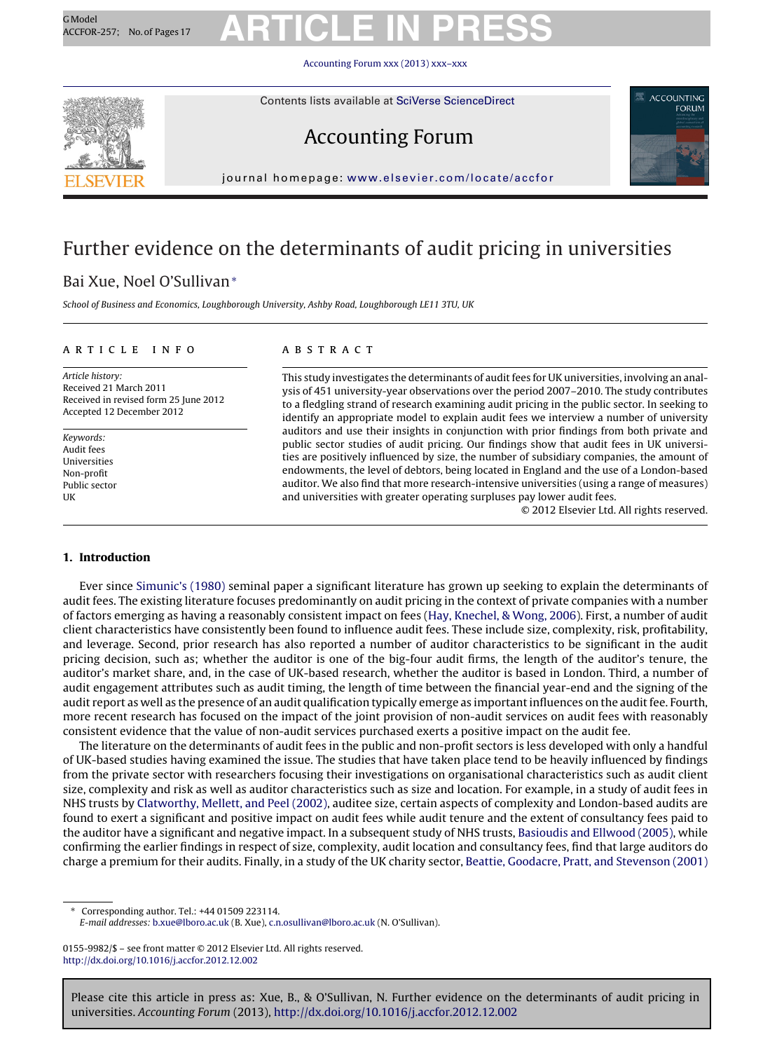# Further evidence on the determinants of audit pricing in universities

Bai Xue, Noel O'Sullivan *

*School of Business and Economics, Loughborough University, Ashby Road, Loughborough LE11 3TU, UK*

## ARTICLE INFO

*Article history:*
Received 21 March 2011
Received in revised form 25 June 2012
Accepted 12 December 2012

*Keywords:*
Audit fees
Universities
Non-profit
Public sector
UK

## ABSTRACT

This study investigates the determinants of audit fees for UK universities, involving an analysis of 451 university-year observations over the period 2007–2010. The study contributes to a fledgling strand of research examining audit pricing in the public sector. In seeking to identify an appropriate model to explain audit fees we interview a number of university auditors and use their insights in conjunction with prior findings from both private and public sector studies of audit pricing. Our findings show that audit fees in UK universities are positively influenced by size, the number of subsidiary companies, the amount of endowments, the level of debtors, being located in England and the use of a London-based auditor. We also find that more research-intensive universities (using a range of measures) and universities with greater operating surpluses pay lower audit fees.

© 2012 Elsevier Ltd. All rights reserved.

## 1. Introduction

Ever since Simunic's (1980) seminal paper a significant literature has grown up seeking to explain the determinants of audit fees. The existing literature focuses predominantly on audit pricing in the context of private companies with a number of factors emerging as having a reasonably consistent impact on fees (Hay, Knechel, & Wong, 2006). First, a number of audit client characteristics have consistently been found to influence audit fees. These include size, complexity, risk, profitability, and leverage. Second, prior research has also reported a number of auditor characteristics to be significant in the audit pricing decision, such as; whether the auditor is one of the big-four audit firms, the length of the auditor's tenure, the auditor's market share, and, in the case of UK-based research, whether the auditor is based in London. Third, a number of audit engagement attributes such as audit timing, the length of time between the financial year-end and the signing of the audit report as well as the presence of an audit qualification typically emerge as important influences on the audit fee. Fourth, more recent research has focused on the impact of the joint provision of non-audit services on audit fees with reasonably consistent evidence that the value of non-audit services purchased exerts a positive impact on the audit fee.

The literature on the determinants of audit fees in the public and non-profit sectors is less developed with only a handful of UK-based studies having examined the issue. The studies that have taken place tend to be heavily influenced by findings from the private sector with researchers focusing their investigations on organisational characteristics such as audit client size, complexity and risk as well as auditor characteristics such as size and location. For example, in a study of audit fees in NHS trusts by Clatworthy, Mellett, and Peel (2002), auditee size, certain aspects of complexity and London-based audits are found to exert a significant and positive impact on audit fees while audit tenure and the extent of consultancy fees paid to the auditor have a significant and negative impact. In a subsequent study of NHS trusts, Basioudis and Ellwood (2005), while confirming the earlier findings in respect of size, complexity, audit location and consultancy fees, find that large auditors do charge a premium for their audits. Finally, in a study of the UK charity sector, Beattie, Goodacre, Pratt, and Stevenson (2001)

\* Corresponding author. Tel.: +44 01509 223114.
*E-mail addresses:* b.xue@lboro.ac.uk (B. Xue), c.n.osullivan@lboro.ac.uk (N. O'Sullivan).

0155-9982/$ – see front matter © 2012 Elsevier Ltd. All rights reserved.
http://dx.doi.org/10.1016/j.accfor.2012.12.002

Please cite this article in press as: Xue, B., & O'Sullivan, N. Further evidence on the determinants of audit pricing in universities. *Accounting Forum* (2013), http://dx.doi.org/10.1016/j.accfor.2012.12.002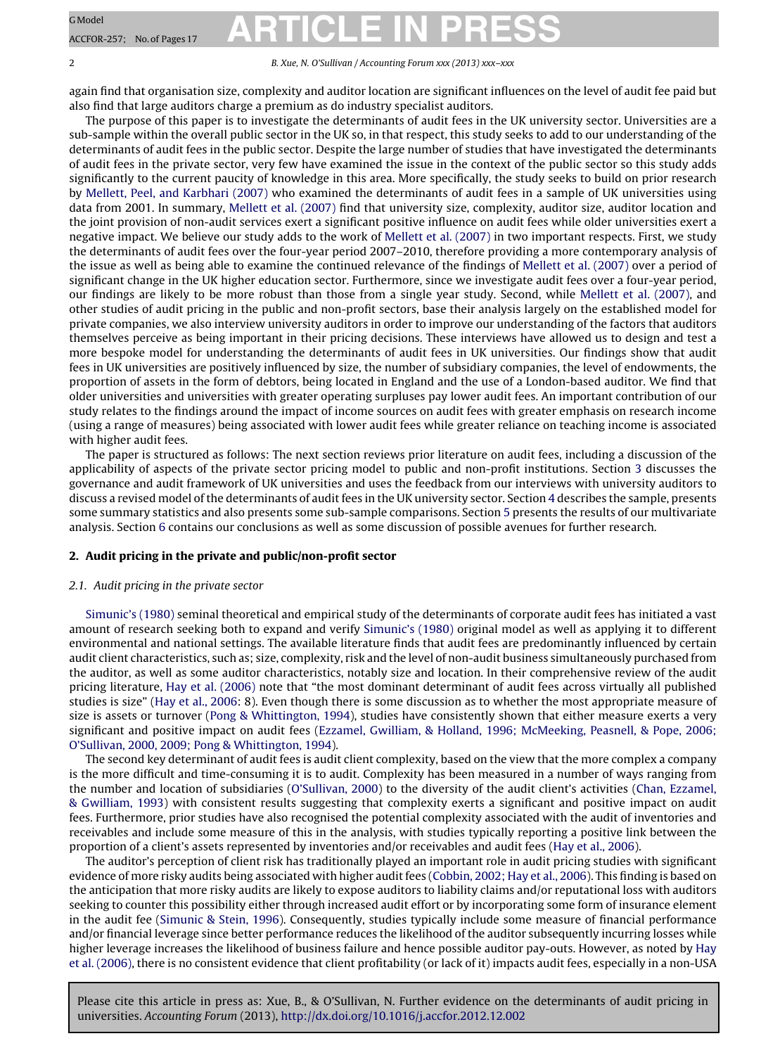again find that organisation size, complexity and auditor location are significant influences on the level of audit fee paid but also find that large auditors charge a premium as do industry specialist auditors.

The purpose of this paper is to investigate the determinants of audit fees in the UK university sector. Universities are a sub-sample within the overall public sector in the UK so, in that respect, this study seeks to add to our understanding of the determinants of audit fees in the public sector. Despite the large number of studies that have investigated the determinants of audit fees in the private sector, very few have examined the issue in the context of the public sector so this study adds significantly to the current paucity of knowledge in this area. More specifically, the study seeks to build on prior research by Mellett, Peel, and Karbhari (2007) who examined the determinants of audit fees in a sample of UK universities using data from 2001. In summary, Mellett et al. (2007) find that university size, complexity, auditor size, auditor location and the joint provision of non-audit services exert a significant positive influence on audit fees while older universities exert a negative impact. We believe our study adds to the work of Mellett et al. (2007) in two important respects. First, we study the determinants of audit fees over the four-year period 2007–2010, therefore providing a more contemporary analysis of the issue as well as being able to examine the continued relevance of the findings of Mellett et al. (2007) over a period of significant change in the UK higher education sector. Furthermore, since we investigate audit fees over a four-year period, our findings are likely to be more robust than those from a single year study. Second, while Mellett et al. (2007), and other studies of audit pricing in the public and non-profit sectors, base their analysis largely on the established model for private companies, we also interview university auditors in order to improve our understanding of the factors that auditors themselves perceive as being important in their pricing decisions. These interviews have allowed us to design and test a more bespoke model for understanding the determinants of audit fees in UK universities. Our findings show that audit fees in UK universities are positively influenced by size, the number of subsidiary companies, the level of endowments, the proportion of assets in the form of debtors, being located in England and the use of a London-based auditor. We find that older universities and universities with greater operating surpluses pay lower audit fees. An important contribution of our study relates to the findings around the impact of income sources on audit fees with greater emphasis on research income (using a range of measures) being associated with lower audit fees while greater reliance on teaching income is associated with higher audit fees.

The paper is structured as follows: The next section reviews prior literature on audit fees, including a discussion of the applicability of aspects of the private sector pricing model to public and non-profit institutions. Section 3 discusses the governance and audit framework of UK universities and uses the feedback from our interviews with university auditors to discuss a revised model of the determinants of audit fees in the UK university sector. Section 4 describes the sample, presents some summary statistics and also presents some sub-sample comparisons. Section 5 presents the results of our multivariate analysis. Section 6 contains our conclusions as well as some discussion of possible avenues for further research.

## 2. Audit pricing in the private and public/non-profit sector

### 2.1. Audit pricing in the private sector

Simunic's (1980) seminal theoretical and empirical study of the determinants of corporate audit fees has initiated a vast amount of research seeking both to expand and verify Simunic's (1980) original model as well as applying it to different environmental and national settings. The available literature finds that audit fees are predominantly influenced by certain audit client characteristics, such as; size, complexity, risk and the level of non-audit business simultaneously purchased from the auditor, as well as some auditor characteristics, notably size and location. In their comprehensive review of the audit pricing literature, Hay et al. (2006) note that "the most dominant determinant of audit fees across virtually all published studies is size" (Hay et al., 2006: 8). Even though there is some discussion as to whether the most appropriate measure of size is assets or turnover (Pong & Whittington, 1994), studies have consistently shown that either measure exerts a very significant and positive impact on audit fees (Ezzamel, Gwilliam, & Holland, 1996; McMeeking, Peasnell, & Pope, 2006; O'Sullivan, 2000, 2009; Pong & Whittington, 1994).

The second key determinant of audit fees is audit client complexity, based on the view that the more complex a company is the more difficult and time-consuming it is to audit. Complexity has been measured in a number of ways ranging from the number and location of subsidiaries (O'Sullivan, 2000) to the diversity of the audit client's activities (Chan, Ezzamel, & Gwilliam, 1993) with consistent results suggesting that complexity exerts a significant and positive impact on audit fees. Furthermore, prior studies have also recognised the potential complexity associated with the audit of inventories and receivables and include some measure of this in the analysis, with studies typically reporting a positive link between the proportion of a client's assets represented by inventories and/or receivables and audit fees (Hay et al., 2006).

The auditor's perception of client risk has traditionally played an important role in audit pricing studies with significant evidence of more risky audits being associated with higher audit fees (Cobbin, 2002; Hay et al., 2006). This finding is based on the anticipation that more risky audits are likely to expose auditors to liability claims and/or reputational loss with auditors seeking to counter this possibility either through increased audit effort or by incorporating some form of insurance element in the audit fee (Simunic & Stein, 1996). Consequently, studies typically include some measure of financial performance and/or financial leverage since better performance reduces the likelihood of the auditor subsequently incurring losses while higher leverage increases the likelihood of business failure and hence possible auditor pay-outs. However, as noted by Hay et al. (2006), there is no consistent evidence that client profitability (or lack of it) impacts audit fees, especially in a non-USA

Please cite this article in press as: Xue, B., & O'Sullivan, N. Further evidence on the determinants of audit pricing in universities. *Accounting Forum* (2013), http://dx.doi.org/10.1016/j.accfor.2012.12.002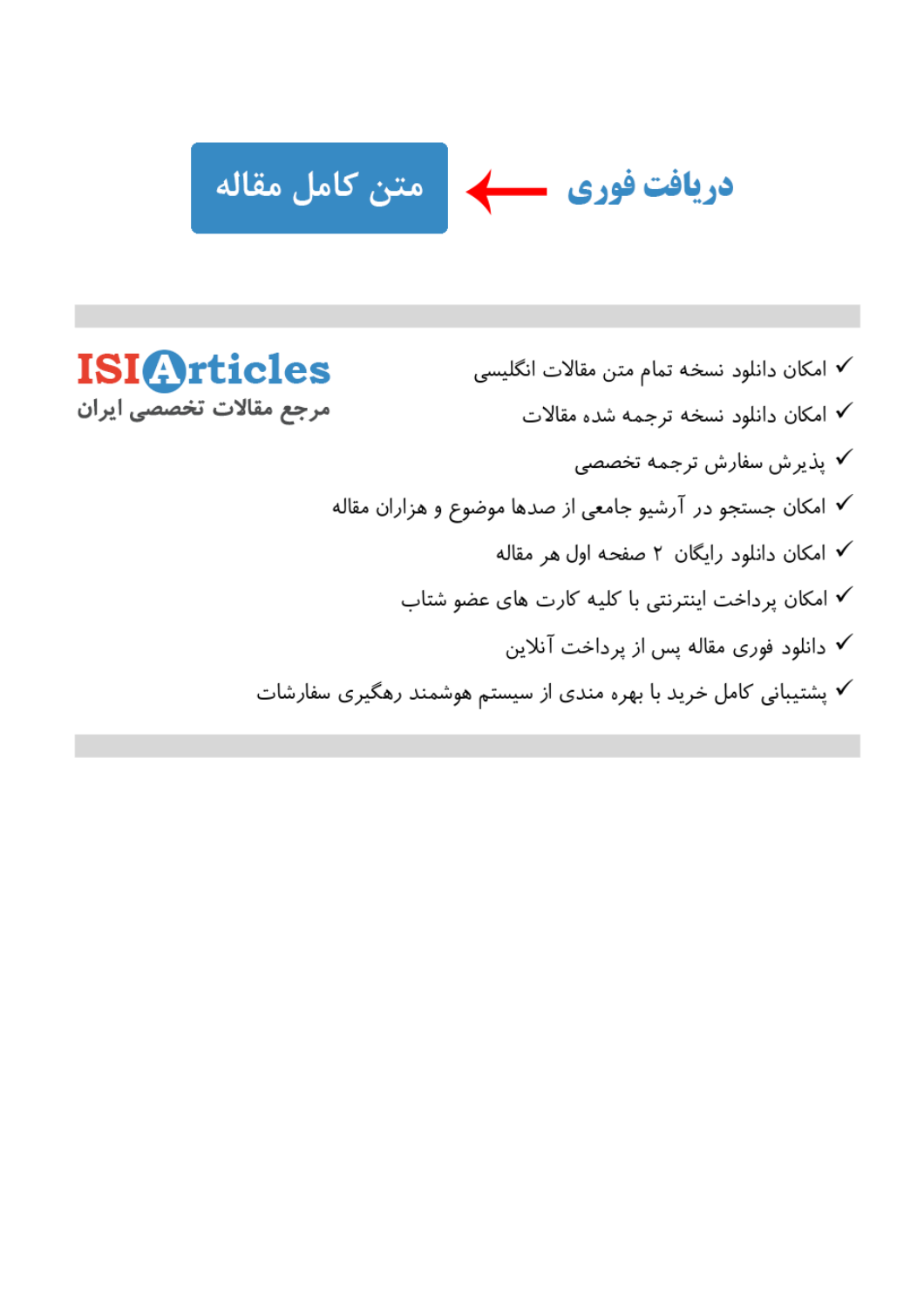دریافت فوری ← متن کامل مقاله

**ISIArticles**
مرجع مقالات تخصصی ایران

- ✓ امکان دانلود نسخه تمام متن مقالات انگلیسی
- ✓ امکان دانلود نسخه ترجمه شده مقالات
- ✓ پذیرش سفارش ترجمه تخصصی
- ✓ امکان جستجو در آرشیو جامعی از صدها موضوع و هزاران مقاله
- ✓ امکان دانلود رایگان ۲ صفحه اول هر مقاله
- ✓ امکان پرداخت اینترنتی با کلیه کارت های عضو شتاب
- ✓ دانلود فوری مقاله پس از پرداخت آنلاین
- ✓ پشتیبانی کامل خرید با بهره مندی از سیستم هوشمند رهگیری سفارشات